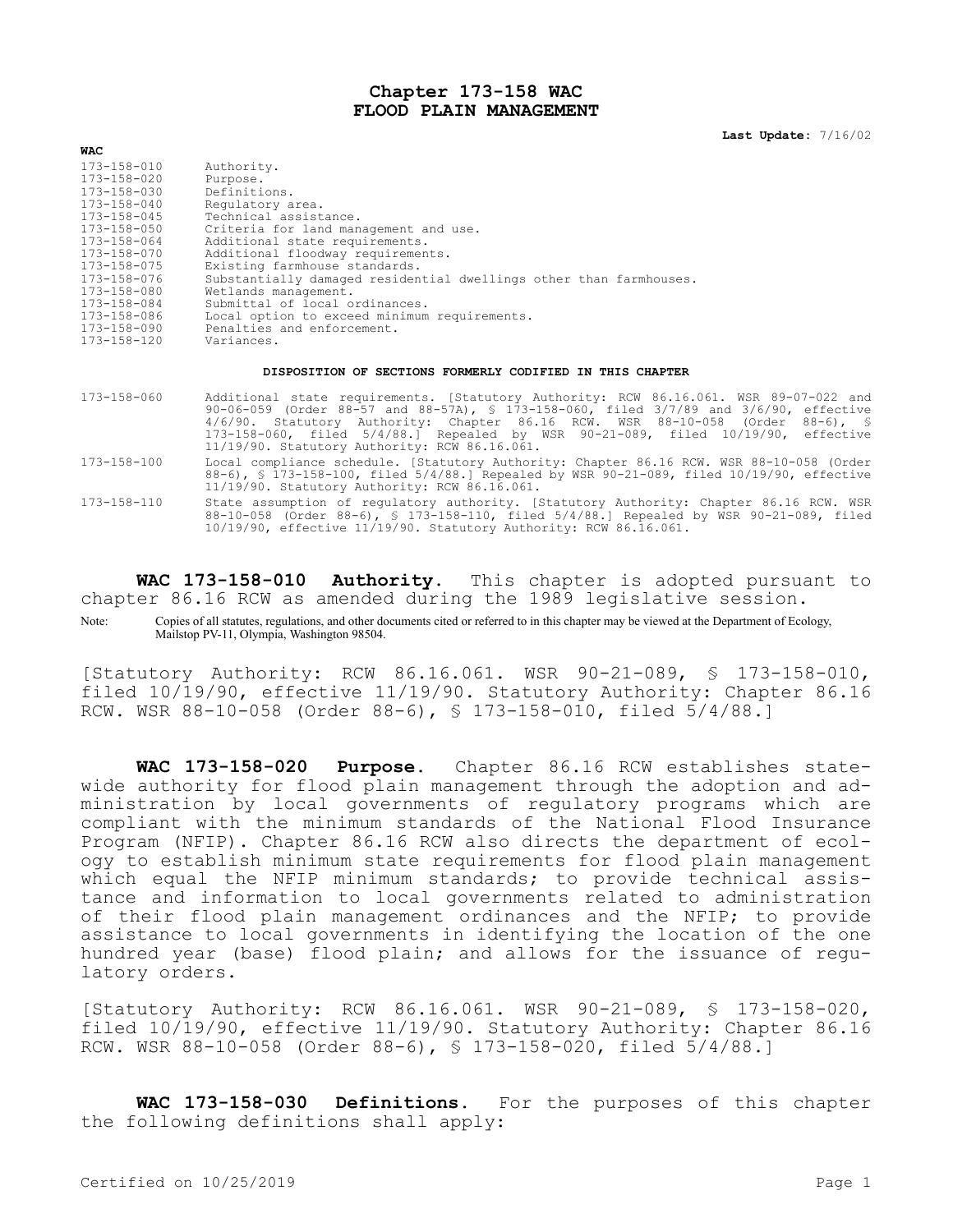# Chapter 173-158 WAC
# FLOOD PLAIN MANAGEMENT

**Last Update:** 7/16/02

| WAC | |
|---|---|
| 173-158-010 | Authority. |
| 173-158-020 | Purpose. |
| 173-158-030 | Definitions. |
| 173-158-040 | Regulatory area. |
| 173-158-045 | Technical assistance. |
| 173-158-050 | Criteria for land management and use. |
| 173-158-064 | Additional state requirements. |
| 173-158-070 | Additional floodway requirements. |
| 173-158-075 | Existing farmhouse standards. |
| 173-158-076 | Substantially damaged residential dwellings other than farmhouses. |
| 173-158-080 | Wetlands management. |
| 173-158-084 | Submittal of local ordinances. |
| 173-158-086 | Local option to exceed minimum requirements. |
| 173-158-090 | Penalties and enforcement. |
| 173-158-120 | Variances. |

**DISPOSITION OF SECTIONS FORMERLY CODIFIED IN THIS CHAPTER**

| | |
|---|---|
| 173-158-060 | Additional state requirements. [Statutory Authority: RCW 86.16.061. WSR 89-07-022 and 90-06-059 (Order 88-57 and 88-57A), § 173-158-060, filed 3/7/89 and 3/6/90, effective 4/6/90. Statutory Authority: Chapter 86.16 RCW. WSR 88-10-058 (Order 88-6), § 173-158-060, filed 5/4/88.] Repealed by WSR 90-21-089, filed 10/19/90, effective 11/19/90. Statutory Authority: RCW 86.16.061. |
| 173-158-100 | Local compliance schedule. [Statutory Authority: Chapter 86.16 RCW. WSR 88-10-058 (Order 88-6), § 173-158-100, filed 5/4/88.] Repealed by WSR 90-21-089, filed 10/19/90, effective 11/19/90. Statutory Authority: RCW 86.16.061. |
| 173-158-110 | State assumption of regulatory authority. [Statutory Authority: Chapter 86.16 RCW. WSR 88-10-058 (Order 88-6), § 173-158-110, filed 5/4/88.] Repealed by WSR 90-21-089, filed 10/19/90, effective 11/19/90. Statutory Authority: RCW 86.16.061. |

**WAC 173-158-010 Authority.** This chapter is adopted pursuant to chapter 86.16 RCW as amended during the 1989 legislative session.

Note: Copies of all statutes, regulations, and other documents cited or referred to in this chapter may be viewed at the Department of Ecology, Mailstop PV-11, Olympia, Washington 98504.

[Statutory Authority: RCW 86.16.061. WSR 90-21-089, § 173-158-010, filed 10/19/90, effective 11/19/90. Statutory Authority: Chapter 86.16 RCW. WSR 88-10-058 (Order 88-6), § 173-158-010, filed 5/4/88.]

**WAC 173-158-020 Purpose.** Chapter 86.16 RCW establishes statewide authority for flood plain management through the adoption and administration by local governments of regulatory programs which are compliant with the minimum standards of the National Flood Insurance Program (NFIP). Chapter 86.16 RCW also directs the department of ecology to establish minimum state requirements for flood plain management which equal the NFIP minimum standards; to provide technical assistance and information to local governments related to administration of their flood plain management ordinances and the NFIP; to provide assistance to local governments in identifying the location of the one hundred year (base) flood plain; and allows for the issuance of regulatory orders.

[Statutory Authority: RCW 86.16.061. WSR 90-21-089, § 173-158-020, filed 10/19/90, effective 11/19/90. Statutory Authority: Chapter 86.16 RCW. WSR 88-10-058 (Order 88-6), § 173-158-020, filed 5/4/88.]

**WAC 173-158-030 Definitions.** For the purposes of this chapter the following definitions shall apply: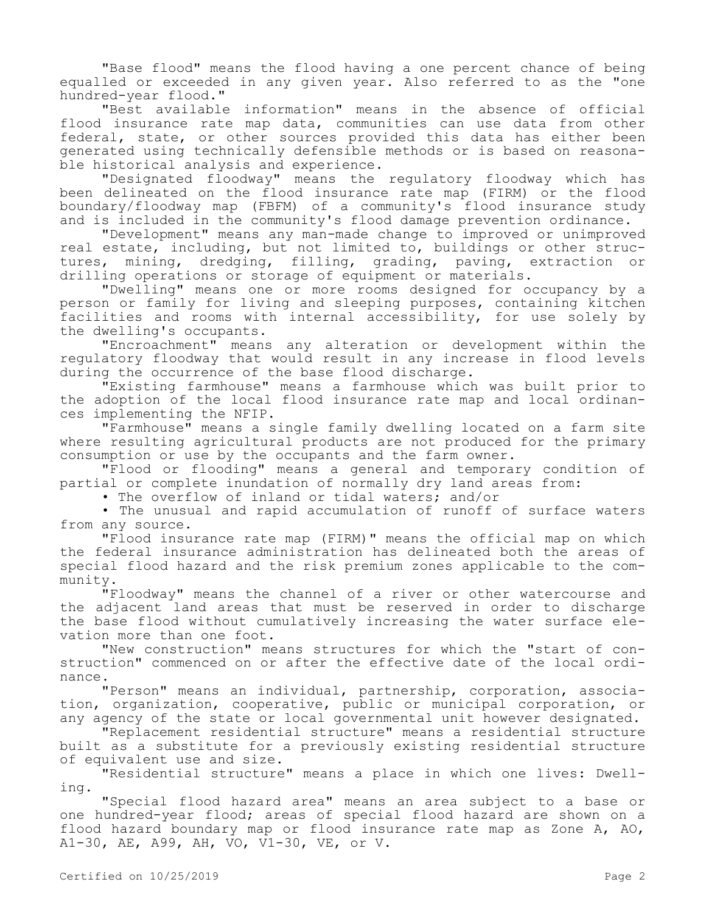"Base flood" means the flood having a one percent chance of being equalled or exceeded in any given year. Also referred to as the "one hundred-year flood."

"Best available information" means in the absence of official flood insurance rate map data, communities can use data from other federal, state, or other sources provided this data has either been generated using technically defensible methods or is based on reasonable historical analysis and experience.

"Designated floodway" means the regulatory floodway which has been delineated on the flood insurance rate map (FIRM) or the flood boundary/floodway map (FBFM) of a community's flood insurance study and is included in the community's flood damage prevention ordinance.

"Development" means any man-made change to improved or unimproved real estate, including, but not limited to, buildings or other structures, mining, dredging, filling, grading, paving, extraction or drilling operations or storage of equipment or materials.

"Dwelling" means one or more rooms designed for occupancy by a person or family for living and sleeping purposes, containing kitchen facilities and rooms with internal accessibility, for use solely by the dwelling's occupants.

"Encroachment" means any alteration or development within the regulatory floodway that would result in any increase in flood levels during the occurrence of the base flood discharge.

"Existing farmhouse" means a farmhouse which was built prior to the adoption of the local flood insurance rate map and local ordinances implementing the NFIP.

"Farmhouse" means a single family dwelling located on a farm site where resulting agricultural products are not produced for the primary consumption or use by the occupants and the farm owner.

"Flood or flooding" means a general and temporary condition of partial or complete inundation of normally dry land areas from:

- The overflow of inland or tidal waters; and/or
- The unusual and rapid accumulation of runoff of surface waters from any source.

"Flood insurance rate map (FIRM)" means the official map on which the federal insurance administration has delineated both the areas of special flood hazard and the risk premium zones applicable to the community.

"Floodway" means the channel of a river or other watercourse and the adjacent land areas that must be reserved in order to discharge the base flood without cumulatively increasing the water surface elevation more than one foot.

"New construction" means structures for which the "start of construction" commenced on or after the effective date of the local ordinance.

"Person" means an individual, partnership, corporation, association, organization, cooperative, public or municipal corporation, or any agency of the state or local governmental unit however designated.

"Replacement residential structure" means a residential structure built as a substitute for a previously existing residential structure of equivalent use and size.

"Residential structure" means a place in which one lives: Dwelling.

"Special flood hazard area" means an area subject to a base or one hundred-year flood; areas of special flood hazard are shown on a flood hazard boundary map or flood insurance rate map as Zone A, AO, A1-30, AE, A99, AH, VO, V1-30, VE, or V.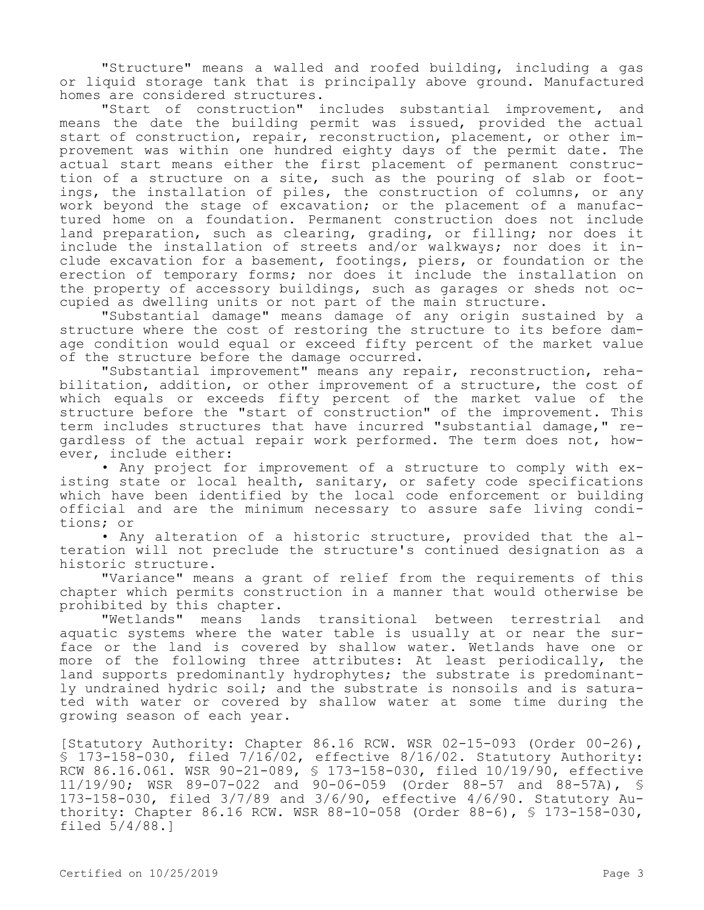"Structure" means a walled and roofed building, including a gas or liquid storage tank that is principally above ground. Manufactured homes are considered structures.

"Start of construction" includes substantial improvement, and means the date the building permit was issued, provided the actual start of construction, repair, reconstruction, placement, or other improvement was within one hundred eighty days of the permit date. The actual start means either the first placement of permanent construction of a structure on a site, such as the pouring of slab or footings, the installation of piles, the construction of columns, or any work beyond the stage of excavation; or the placement of a manufactured home on a foundation. Permanent construction does not include land preparation, such as clearing, grading, or filling; nor does it include the installation of streets and/or walkways; nor does it include excavation for a basement, footings, piers, or foundation or the erection of temporary forms; nor does it include the installation on the property of accessory buildings, such as garages or sheds not occupied as dwelling units or not part of the main structure.

"Substantial damage" means damage of any origin sustained by a structure where the cost of restoring the structure to its before damage condition would equal or exceed fifty percent of the market value of the structure before the damage occurred.

"Substantial improvement" means any repair, reconstruction, rehabilitation, addition, or other improvement of a structure, the cost of which equals or exceeds fifty percent of the market value of the structure before the "start of construction" of the improvement. This term includes structures that have incurred "substantial damage," regardless of the actual repair work performed. The term does not, however, include either:

- Any project for improvement of a structure to comply with existing state or local health, sanitary, or safety code specifications which have been identified by the local code enforcement or building official and are the minimum necessary to assure safe living conditions; or
- Any alteration of a historic structure, provided that the alteration will not preclude the structure's continued designation as a historic structure.

"Variance" means a grant of relief from the requirements of this chapter which permits construction in a manner that would otherwise be prohibited by this chapter.

"Wetlands" means lands transitional between terrestrial and aquatic systems where the water table is usually at or near the surface or the land is covered by shallow water. Wetlands have one or more of the following three attributes: At least periodically, the land supports predominantly hydrophytes; the substrate is predominantly undrained hydric soil; and the substrate is nonsoils and is saturated with water or covered by shallow water at some time during the growing season of each year.

[Statutory Authority: Chapter 86.16 RCW. WSR 02-15-093 (Order 00-26), § 173-158-030, filed 7/16/02, effective 8/16/02. Statutory Authority: RCW 86.16.061. WSR 90-21-089, § 173-158-030, filed 10/19/90, effective 11/19/90; WSR 89-07-022 and 90-06-059 (Order 88-57 and 88-57A), § 173-158-030, filed 3/7/89 and 3/6/90, effective 4/6/90. Statutory Authority: Chapter 86.16 RCW. WSR 88-10-058 (Order 88-6), § 173-158-030, filed 5/4/88.]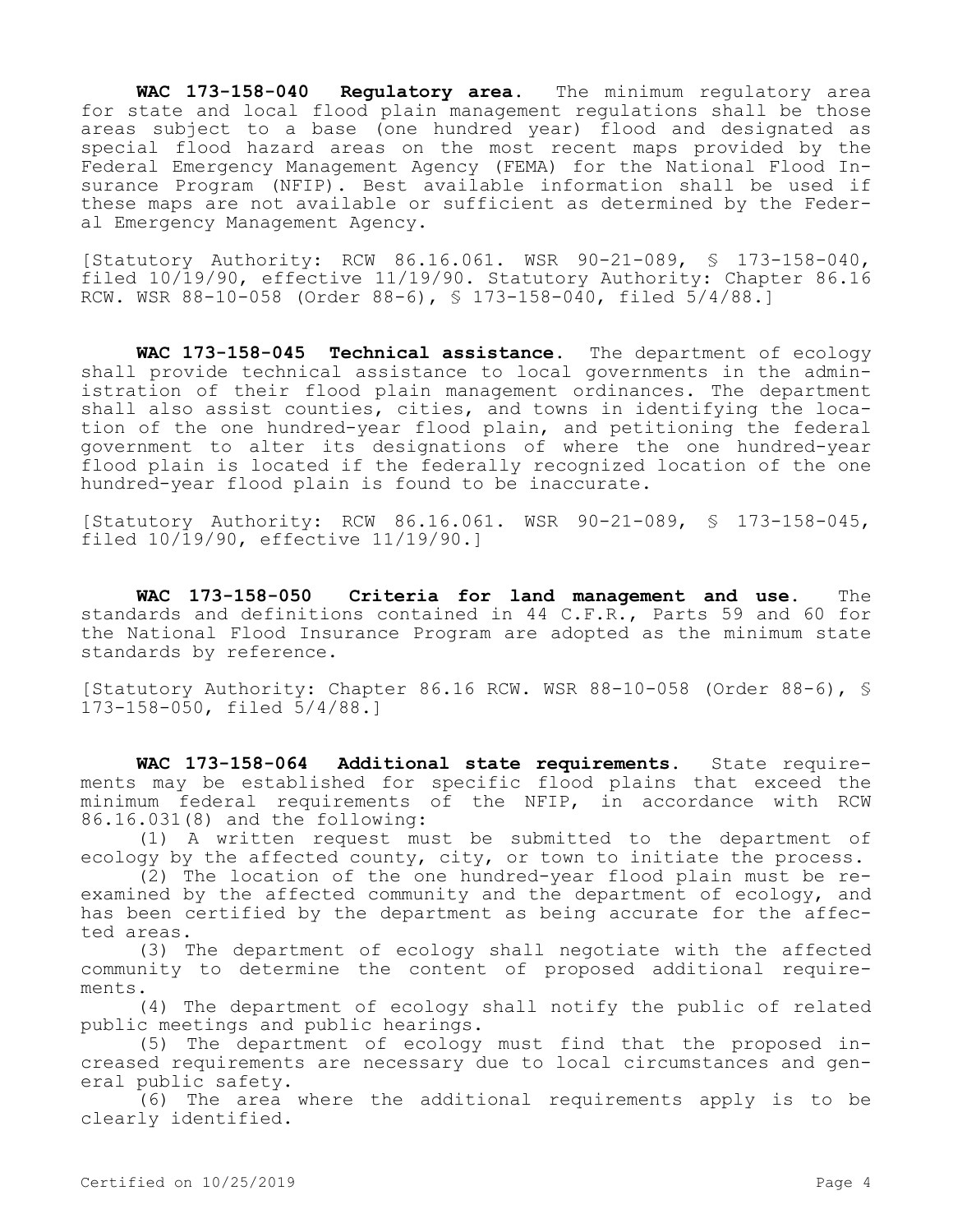**WAC 173-158-040 Regulatory area.** The minimum regulatory area for state and local flood plain management regulations shall be those areas subject to a base (one hundred year) flood and designated as special flood hazard areas on the most recent maps provided by the Federal Emergency Management Agency (FEMA) for the National Flood Insurance Program (NFIP). Best available information shall be used if these maps are not available or sufficient as determined by the Federal Emergency Management Agency.

[Statutory Authority: RCW 86.16.061. WSR 90-21-089, § 173-158-040, filed 10/19/90, effective 11/19/90. Statutory Authority: Chapter 86.16 RCW. WSR 88-10-058 (Order 88-6), § 173-158-040, filed 5/4/88.]

**WAC 173-158-045 Technical assistance.** The department of ecology shall provide technical assistance to local governments in the administration of their flood plain management ordinances. The department shall also assist counties, cities, and towns in identifying the location of the one hundred-year flood plain, and petitioning the federal government to alter its designations of where the one hundred-year flood plain is located if the federally recognized location of the one hundred-year flood plain is found to be inaccurate.

[Statutory Authority: RCW 86.16.061. WSR 90-21-089, § 173-158-045, filed 10/19/90, effective 11/19/90.]

**WAC 173-158-050 Criteria for land management and use.** The standards and definitions contained in 44 C.F.R., Parts 59 and 60 for the National Flood Insurance Program are adopted as the minimum state standards by reference.

[Statutory Authority: Chapter 86.16 RCW. WSR 88-10-058 (Order 88-6), § 173-158-050, filed 5/4/88.]

**WAC 173-158-064 Additional state requirements.** State requirements may be established for specific flood plains that exceed the minimum federal requirements of the NFIP, in accordance with RCW 86.16.031(8) and the following:

(1) A written request must be submitted to the department of ecology by the affected county, city, or town to initiate the process.

(2) The location of the one hundred-year flood plain must be reexamined by the affected community and the department of ecology, and has been certified by the department as being accurate for the affected areas.

(3) The department of ecology shall negotiate with the affected community to determine the content of proposed additional requirements.

(4) The department of ecology shall notify the public of related public meetings and public hearings.

(5) The department of ecology must find that the proposed increased requirements are necessary due to local circumstances and general public safety.

(6) The area where the additional requirements apply is to be clearly identified.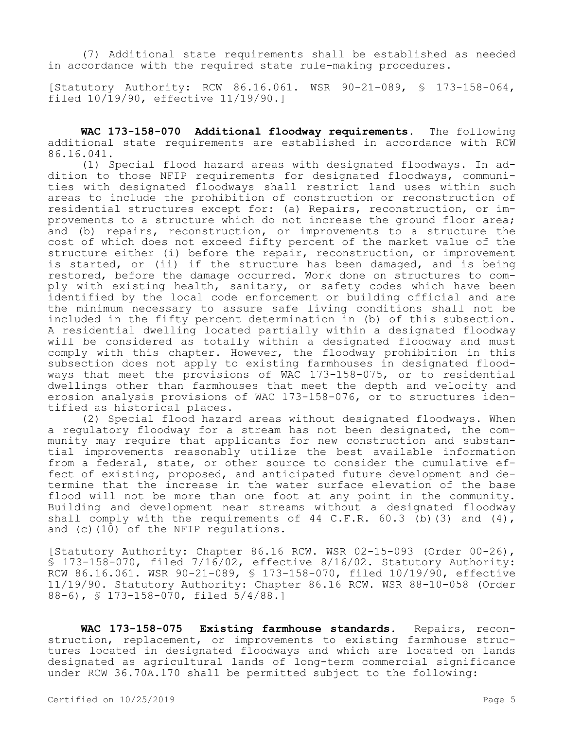(7) Additional state requirements shall be established as needed in accordance with the required state rule-making procedures.

[Statutory Authority: RCW 86.16.061. WSR 90-21-089, § 173-158-064, filed 10/19/90, effective 11/19/90.]

**WAC 173-158-070 Additional floodway requirements.** The following additional state requirements are established in accordance with RCW 86.16.041.

(1) Special flood hazard areas with designated floodways. In addition to those NFIP requirements for designated floodways, communities with designated floodways shall restrict land uses within such areas to include the prohibition of construction or reconstruction of residential structures except for: (a) Repairs, reconstruction, or improvements to a structure which do not increase the ground floor area; and (b) repairs, reconstruction, or improvements to a structure the cost of which does not exceed fifty percent of the market value of the structure either (i) before the repair, reconstruction, or improvement is started, or (ii) if the structure has been damaged, and is being restored, before the damage occurred. Work done on structures to comply with existing health, sanitary, or safety codes which have been identified by the local code enforcement or building official and are the minimum necessary to assure safe living conditions shall not be included in the fifty percent determination in (b) of this subsection. A residential dwelling located partially within a designated floodway will be considered as totally within a designated floodway and must comply with this chapter. However, the floodway prohibition in this subsection does not apply to existing farmhouses in designated floodways that meet the provisions of WAC 173-158-075, or to residential dwellings other than farmhouses that meet the depth and velocity and erosion analysis provisions of WAC 173-158-076, or to structures identified as historical places.

(2) Special flood hazard areas without designated floodways. When a regulatory floodway for a stream has not been designated, the community may require that applicants for new construction and substantial improvements reasonably utilize the best available information from a federal, state, or other source to consider the cumulative effect of existing, proposed, and anticipated future development and determine that the increase in the water surface elevation of the base flood will not be more than one foot at any point in the community. Building and development near streams without a designated floodway shall comply with the requirements of 44 C.F.R. 60.3 (b)(3) and (4), and (c)(10) of the NFIP regulations.

[Statutory Authority: Chapter 86.16 RCW. WSR 02-15-093 (Order 00-26), § 173-158-070, filed 7/16/02, effective 8/16/02. Statutory Authority: RCW 86.16.061. WSR 90-21-089, § 173-158-070, filed 10/19/90, effective 11/19/90. Statutory Authority: Chapter 86.16 RCW. WSR 88-10-058 (Order 88-6), § 173-158-070, filed 5/4/88.]

**WAC 173-158-075 Existing farmhouse standards.** Repairs, reconstruction, replacement, or improvements to existing farmhouse structures located in designated floodways and which are located on lands designated as agricultural lands of long-term commercial significance under RCW 36.70A.170 shall be permitted subject to the following: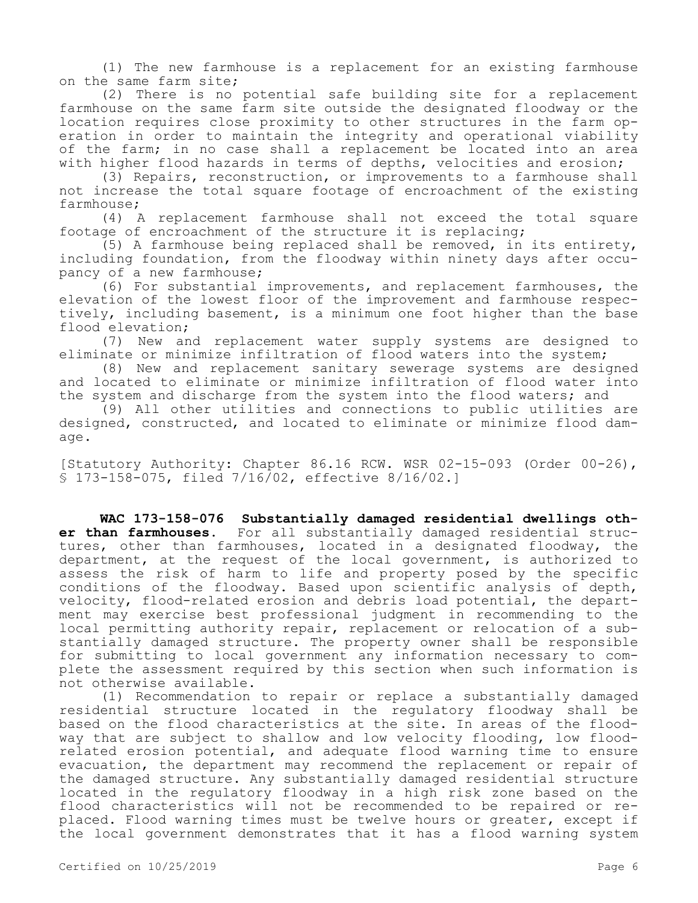(1) The new farmhouse is a replacement for an existing farmhouse on the same farm site;

(2) There is no potential safe building site for a replacement farmhouse on the same farm site outside the designated floodway or the location requires close proximity to other structures in the farm operation in order to maintain the integrity and operational viability of the farm; in no case shall a replacement be located into an area with higher flood hazards in terms of depths, velocities and erosion;

(3) Repairs, reconstruction, or improvements to a farmhouse shall not increase the total square footage of encroachment of the existing farmhouse;

(4) A replacement farmhouse shall not exceed the total square footage of encroachment of the structure it is replacing;

(5) A farmhouse being replaced shall be removed, in its entirety, including foundation, from the floodway within ninety days after occupancy of a new farmhouse;

(6) For substantial improvements, and replacement farmhouses, the elevation of the lowest floor of the improvement and farmhouse respectively, including basement, is a minimum one foot higher than the base flood elevation;

(7) New and replacement water supply systems are designed to eliminate or minimize infiltration of flood waters into the system;

(8) New and replacement sanitary sewerage systems are designed and located to eliminate or minimize infiltration of flood water into the system and discharge from the system into the flood waters; and

(9) All other utilities and connections to public utilities are designed, constructed, and located to eliminate or minimize flood damage.

[Statutory Authority: Chapter 86.16 RCW. WSR 02-15-093 (Order 00-26), § 173-158-075, filed 7/16/02, effective 8/16/02.]

**WAC 173-158-076 Substantially damaged residential dwellings other than farmhouses.** For all substantially damaged residential structures, other than farmhouses, located in a designated floodway, the department, at the request of the local government, is authorized to assess the risk of harm to life and property posed by the specific conditions of the floodway. Based upon scientific analysis of depth, velocity, flood-related erosion and debris load potential, the department may exercise best professional judgment in recommending to the local permitting authority repair, replacement or relocation of a substantially damaged structure. The property owner shall be responsible for submitting to local government any information necessary to complete the assessment required by this section when such information is not otherwise available.

(1) Recommendation to repair or replace a substantially damaged residential structure located in the regulatory floodway shall be based on the flood characteristics at the site. In areas of the floodway that are subject to shallow and low velocity flooding, low flood-related erosion potential, and adequate flood warning time to ensure evacuation, the department may recommend the replacement or repair of the damaged structure. Any substantially damaged residential structure located in the regulatory floodway in a high risk zone based on the flood characteristics will not be recommended to be repaired or replaced. Flood warning times must be twelve hours or greater, except if the local government demonstrates that it has a flood warning system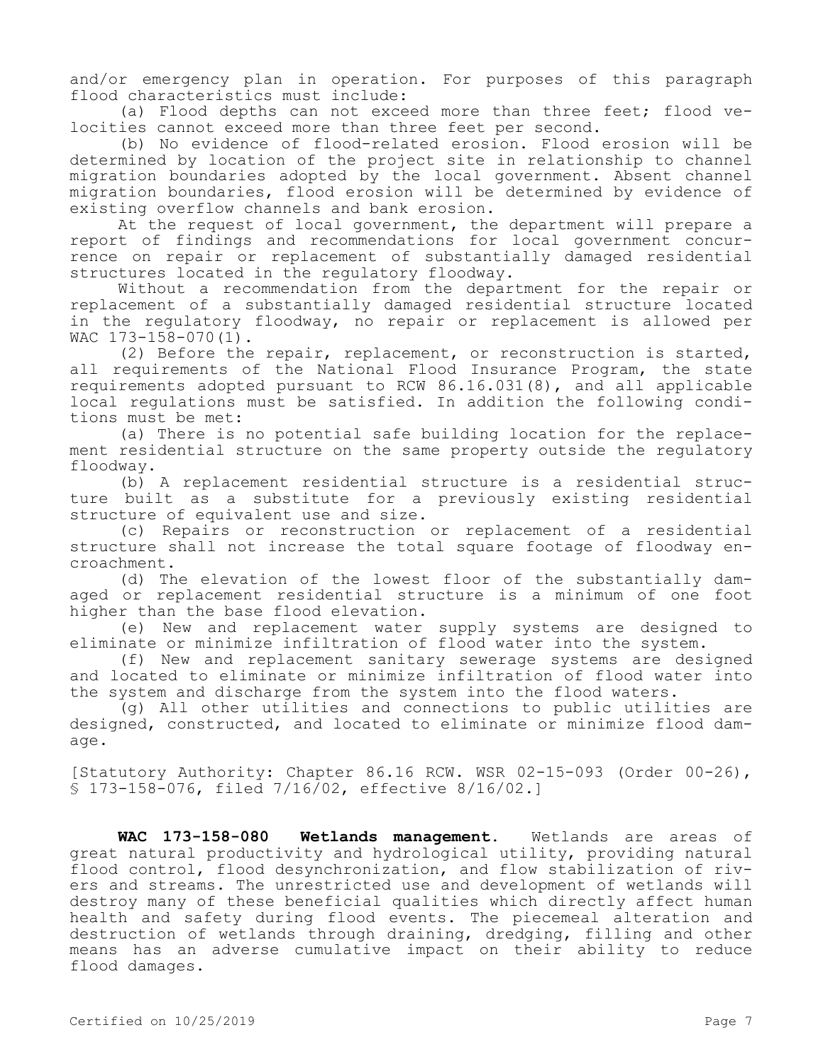and/or emergency plan in operation. For purposes of this paragraph flood characteristics must include:

(a) Flood depths can not exceed more than three feet; flood velocities cannot exceed more than three feet per second.

(b) No evidence of flood-related erosion. Flood erosion will be determined by location of the project site in relationship to channel migration boundaries adopted by the local government. Absent channel migration boundaries, flood erosion will be determined by evidence of existing overflow channels and bank erosion.

At the request of local government, the department will prepare a report of findings and recommendations for local government concurrence on repair or replacement of substantially damaged residential structures located in the regulatory floodway.

Without a recommendation from the department for the repair or replacement of a substantially damaged residential structure located in the regulatory floodway, no repair or replacement is allowed per WAC 173-158-070(1).

(2) Before the repair, replacement, or reconstruction is started, all requirements of the National Flood Insurance Program, the state requirements adopted pursuant to RCW 86.16.031(8), and all applicable local regulations must be satisfied. In addition the following conditions must be met:

(a) There is no potential safe building location for the replacement residential structure on the same property outside the regulatory floodway.

(b) A replacement residential structure is a residential structure built as a substitute for a previously existing residential structure of equivalent use and size.

(c) Repairs or reconstruction or replacement of a residential structure shall not increase the total square footage of floodway encroachment.

(d) The elevation of the lowest floor of the substantially damaged or replacement residential structure is a minimum of one foot higher than the base flood elevation.

(e) New and replacement water supply systems are designed to eliminate or minimize infiltration of flood water into the system.

(f) New and replacement sanitary sewerage systems are designed and located to eliminate or minimize infiltration of flood water into the system and discharge from the system into the flood waters.

(g) All other utilities and connections to public utilities are designed, constructed, and located to eliminate or minimize flood damage.

[Statutory Authority: Chapter 86.16 RCW. WSR 02-15-093 (Order 00-26), § 173-158-076, filed 7/16/02, effective 8/16/02.]

**WAC 173-158-080 Wetlands management.** Wetlands are areas of great natural productivity and hydrological utility, providing natural flood control, flood desynchronization, and flow stabilization of rivers and streams. The unrestricted use and development of wetlands will destroy many of these beneficial qualities which directly affect human health and safety during flood events. The piecemeal alteration and destruction of wetlands through draining, dredging, filling and other means has an adverse cumulative impact on their ability to reduce flood damages.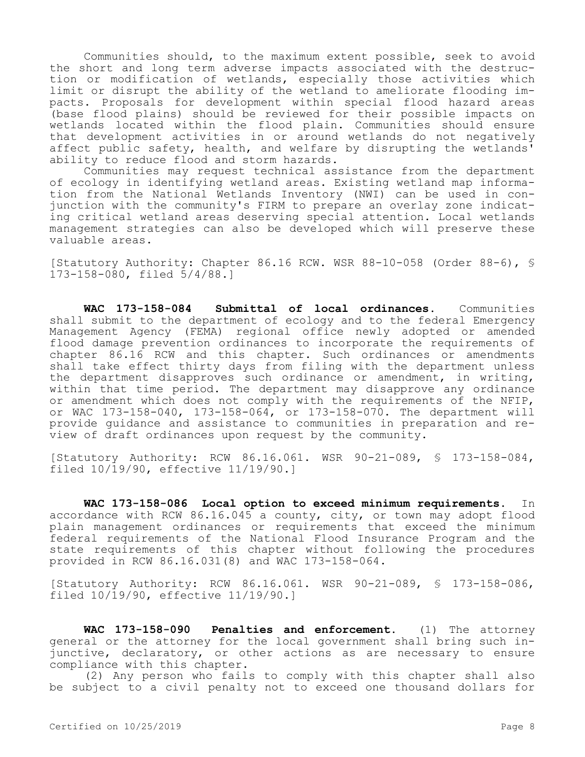Communities should, to the maximum extent possible, seek to avoid the short and long term adverse impacts associated with the destruction or modification of wetlands, especially those activities which limit or disrupt the ability of the wetland to ameliorate flooding impacts. Proposals for development within special flood hazard areas (base flood plains) should be reviewed for their possible impacts on wetlands located within the flood plain. Communities should ensure that development activities in or around wetlands do not negatively affect public safety, health, and welfare by disrupting the wetlands' ability to reduce flood and storm hazards.

Communities may request technical assistance from the department of ecology in identifying wetland areas. Existing wetland map information from the National Wetlands Inventory (NWI) can be used in conjunction with the community's FIRM to prepare an overlay zone indicating critical wetland areas deserving special attention. Local wetlands management strategies can also be developed which will preserve these valuable areas.

[Statutory Authority: Chapter 86.16 RCW. WSR 88-10-058 (Order 88-6), § 173-158-080, filed 5/4/88.]

**WAC 173-158-084 Submittal of local ordinances.** Communities shall submit to the department of ecology and to the federal Emergency Management Agency (FEMA) regional office newly adopted or amended flood damage prevention ordinances to incorporate the requirements of chapter 86.16 RCW and this chapter. Such ordinances or amendments shall take effect thirty days from filing with the department unless the department disapproves such ordinance or amendment, in writing, within that time period. The department may disapprove any ordinance or amendment which does not comply with the requirements of the NFIP, or WAC 173-158-040, 173-158-064, or 173-158-070. The department will provide guidance and assistance to communities in preparation and review of draft ordinances upon request by the community.

[Statutory Authority: RCW 86.16.061. WSR 90-21-089, § 173-158-084, filed 10/19/90, effective 11/19/90.]

**WAC 173-158-086 Local option to exceed minimum requirements.** In accordance with RCW 86.16.045 a county, city, or town may adopt flood plain management ordinances or requirements that exceed the minimum federal requirements of the National Flood Insurance Program and the state requirements of this chapter without following the procedures provided in RCW 86.16.031(8) and WAC 173-158-064.

[Statutory Authority: RCW 86.16.061. WSR 90-21-089, § 173-158-086, filed 10/19/90, effective 11/19/90.]

**WAC 173-158-090 Penalties and enforcement.** (1) The attorney general or the attorney for the local government shall bring such injunctive, declaratory, or other actions as are necessary to ensure compliance with this chapter.

(2) Any person who fails to comply with this chapter shall also be subject to a civil penalty not to exceed one thousand dollars for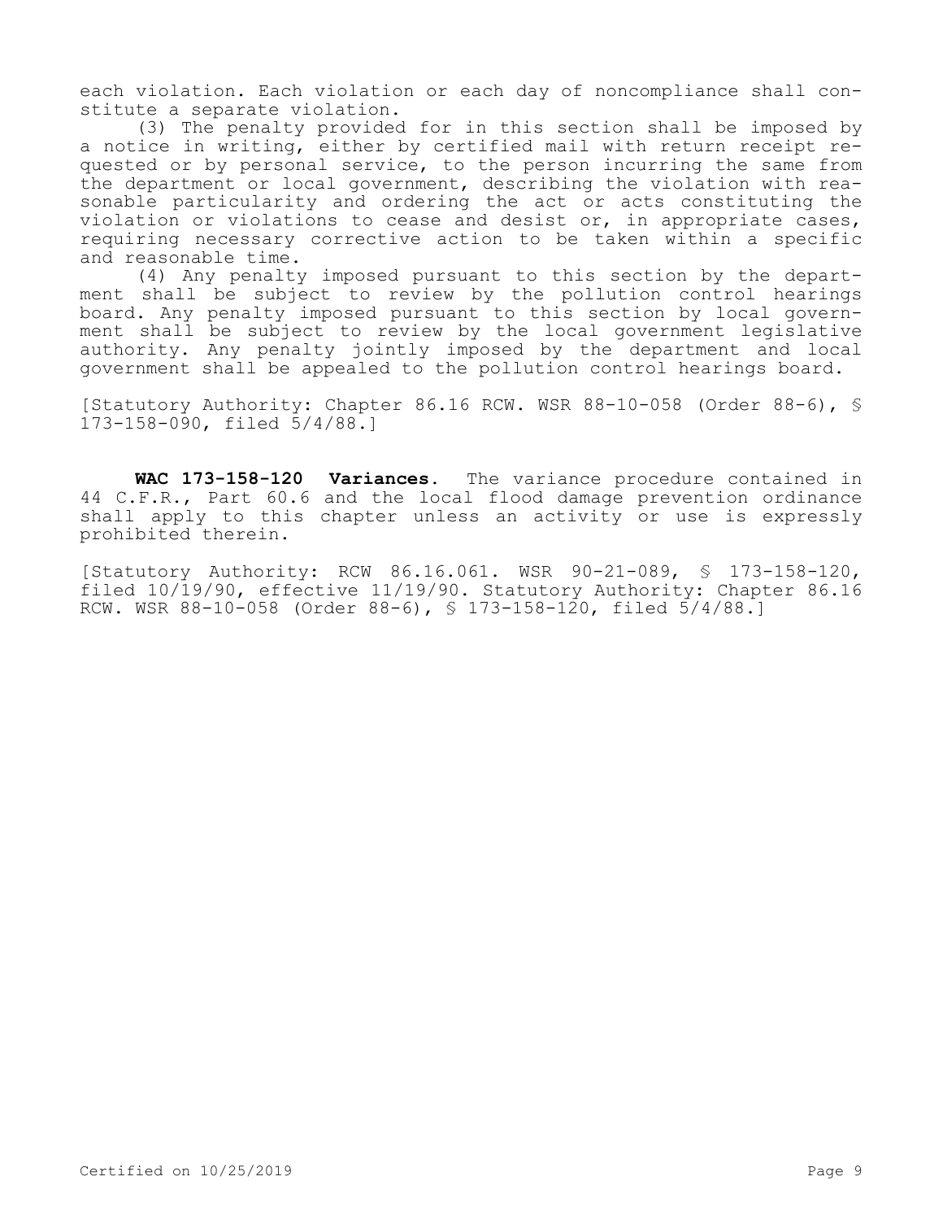each violation. Each violation or each day of noncompliance shall constitute a separate violation.

(3) The penalty provided for in this section shall be imposed by a notice in writing, either by certified mail with return receipt requested or by personal service, to the person incurring the same from the department or local government, describing the violation with reasonable particularity and ordering the act or acts constituting the violation or violations to cease and desist or, in appropriate cases, requiring necessary corrective action to be taken within a specific and reasonable time.

(4) Any penalty imposed pursuant to this section by the department shall be subject to review by the pollution control hearings board. Any penalty imposed pursuant to this section by local government shall be subject to review by the local government legislative authority. Any penalty jointly imposed by the department and local government shall be appealed to the pollution control hearings board.

[Statutory Authority: Chapter 86.16 RCW. WSR 88-10-058 (Order 88-6), § 173-158-090, filed 5/4/88.]

**WAC 173-158-120 Variances.** The variance procedure contained in 44 C.F.R., Part 60.6 and the local flood damage prevention ordinance shall apply to this chapter unless an activity or use is expressly prohibited therein.

[Statutory Authority: RCW 86.16.061. WSR 90-21-089, § 173-158-120, filed 10/19/90, effective 11/19/90. Statutory Authority: Chapter 86.16 RCW. WSR 88-10-058 (Order 88-6), § 173-158-120, filed 5/4/88.]